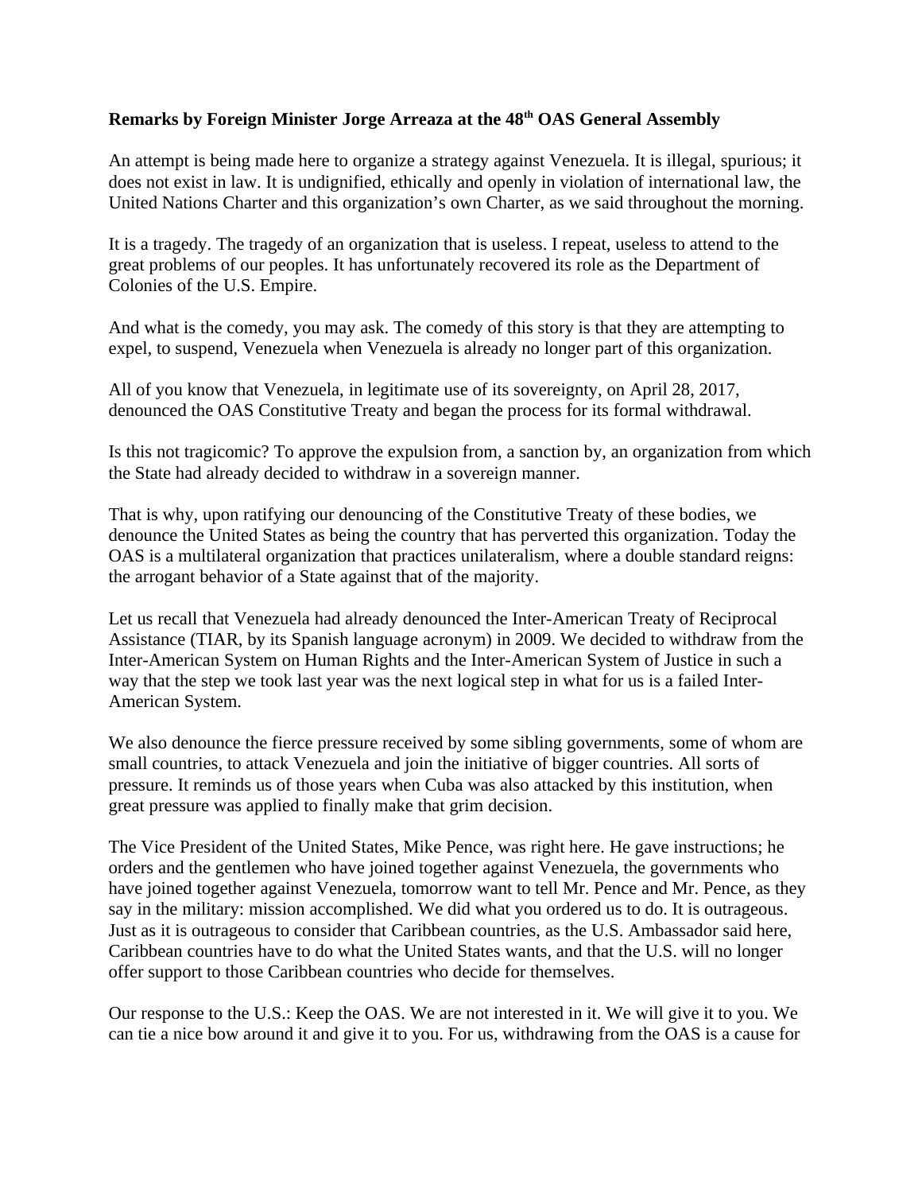**Remarks by Foreign Minister Jorge Arreaza at the 48th OAS General Assembly**

An attempt is being made here to organize a strategy against Venezuela. It is illegal, spurious; it does not exist in law. It is undignified, ethically and openly in violation of international law, the United Nations Charter and this organization's own Charter, as we said throughout the morning.

It is a tragedy. The tragedy of an organization that is useless. I repeat, useless to attend to the great problems of our peoples. It has unfortunately recovered its role as the Department of Colonies of the U.S. Empire.

And what is the comedy, you may ask. The comedy of this story is that they are attempting to expel, to suspend, Venezuela when Venezuela is already no longer part of this organization.

All of you know that Venezuela, in legitimate use of its sovereignty, on April 28, 2017, denounced the OAS Constitutive Treaty and began the process for its formal withdrawal.

Is this not tragicomic? To approve the expulsion from, a sanction by, an organization from which the State had already decided to withdraw in a sovereign manner.

That is why, upon ratifying our denouncing of the Constitutive Treaty of these bodies, we denounce the United States as being the country that has perverted this organization. Today the OAS is a multilateral organization that practices unilateralism, where a double standard reigns: the arrogant behavior of a State against that of the majority.

Let us recall that Venezuela had already denounced the Inter-American Treaty of Reciprocal Assistance (TIAR, by its Spanish language acronym) in 2009. We decided to withdraw from the Inter-American System on Human Rights and the Inter-American System of Justice in such a way that the step we took last year was the next logical step in what for us is a failed Inter-American System.

We also denounce the fierce pressure received by some sibling governments, some of whom are small countries, to attack Venezuela and join the initiative of bigger countries. All sorts of pressure. It reminds us of those years when Cuba was also attacked by this institution, when great pressure was applied to finally make that grim decision.

The Vice President of the United States, Mike Pence, was right here. He gave instructions; he orders and the gentlemen who have joined together against Venezuela, the governments who have joined together against Venezuela, tomorrow want to tell Mr. Pence and Mr. Pence, as they say in the military: mission accomplished. We did what you ordered us to do. It is outrageous. Just as it is outrageous to consider that Caribbean countries, as the U.S. Ambassador said here, Caribbean countries have to do what the United States wants, and that the U.S. will no longer offer support to those Caribbean countries who decide for themselves.

Our response to the U.S.: Keep the OAS. We are not interested in it. We will give it to you. We can tie a nice bow around it and give it to you. For us, withdrawing from the OAS is a cause for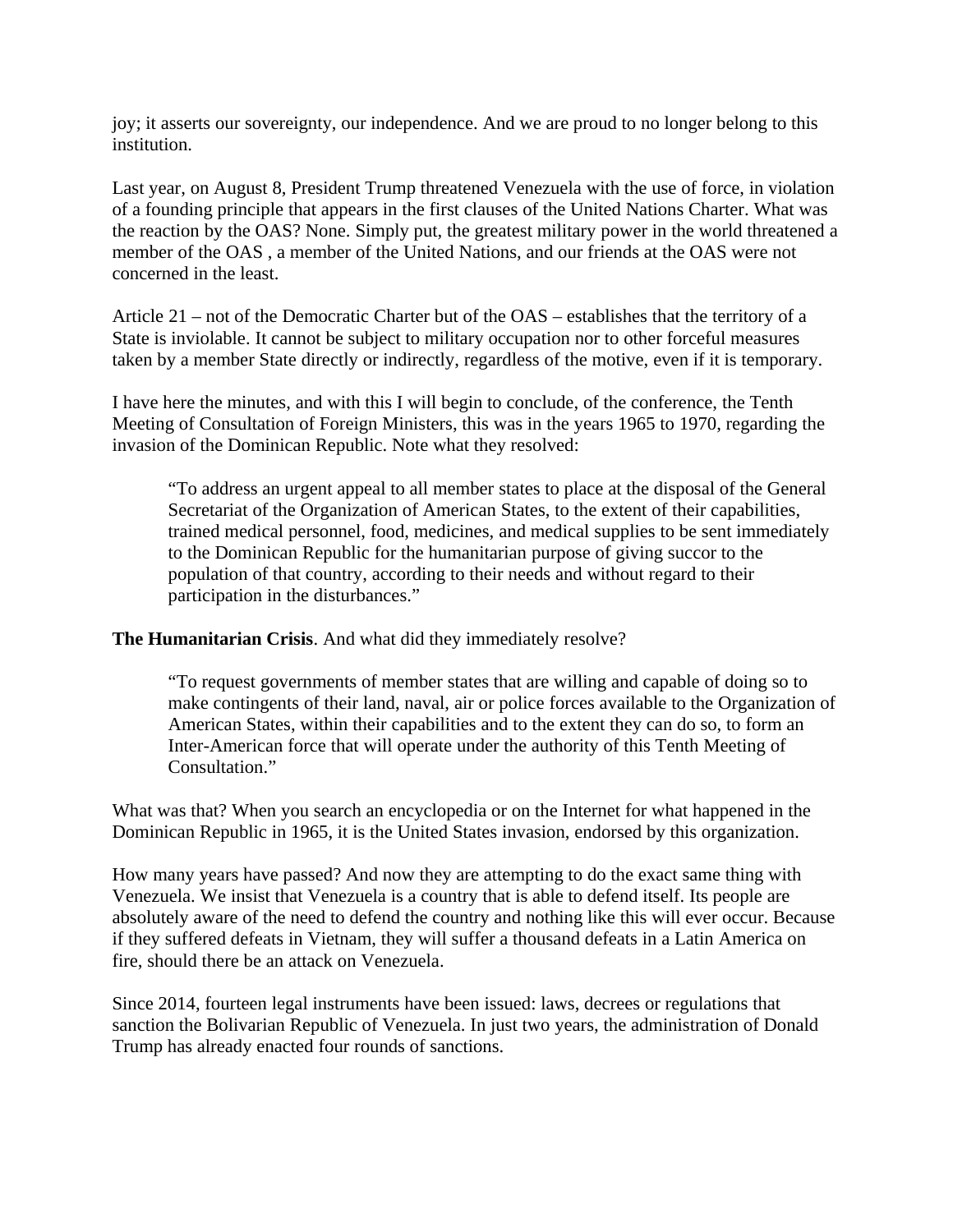joy; it asserts our sovereignty, our independence. And we are proud to no longer belong to this institution.

Last year, on August 8, President Trump threatened Venezuela with the use of force, in violation of a founding principle that appears in the first clauses of the United Nations Charter. What was the reaction by the OAS? None. Simply put, the greatest military power in the world threatened a member of the OAS , a member of the United Nations, and our friends at the OAS were not concerned in the least.

Article 21 – not of the Democratic Charter but of the OAS – establishes that the territory of a State is inviolable. It cannot be subject to military occupation nor to other forceful measures taken by a member State directly or indirectly, regardless of the motive, even if it is temporary.

I have here the minutes, and with this I will begin to conclude, of the conference, the Tenth Meeting of Consultation of Foreign Ministers, this was in the years 1965 to 1970, regarding the invasion of the Dominican Republic. Note what they resolved:

> "To address an urgent appeal to all member states to place at the disposal of the General Secretariat of the Organization of American States, to the extent of their capabilities, trained medical personnel, food, medicines, and medical supplies to be sent immediately to the Dominican Republic for the humanitarian purpose of giving succor to the population of that country, according to their needs and without regard to their participation in the disturbances."

**The Humanitarian Crisis**. And what did they immediately resolve?

> "To request governments of member states that are willing and capable of doing so to make contingents of their land, naval, air or police forces available to the Organization of American States, within their capabilities and to the extent they can do so, to form an Inter-American force that will operate under the authority of this Tenth Meeting of Consultation."

What was that? When you search an encyclopedia or on the Internet for what happened in the Dominican Republic in 1965, it is the United States invasion, endorsed by this organization.

How many years have passed? And now they are attempting to do the exact same thing with Venezuela. We insist that Venezuela is a country that is able to defend itself. Its people are absolutely aware of the need to defend the country and nothing like this will ever occur. Because if they suffered defeats in Vietnam, they will suffer a thousand defeats in a Latin America on fire, should there be an attack on Venezuela.

Since 2014, fourteen legal instruments have been issued: laws, decrees or regulations that sanction the Bolivarian Republic of Venezuela. In just two years, the administration of Donald Trump has already enacted four rounds of sanctions.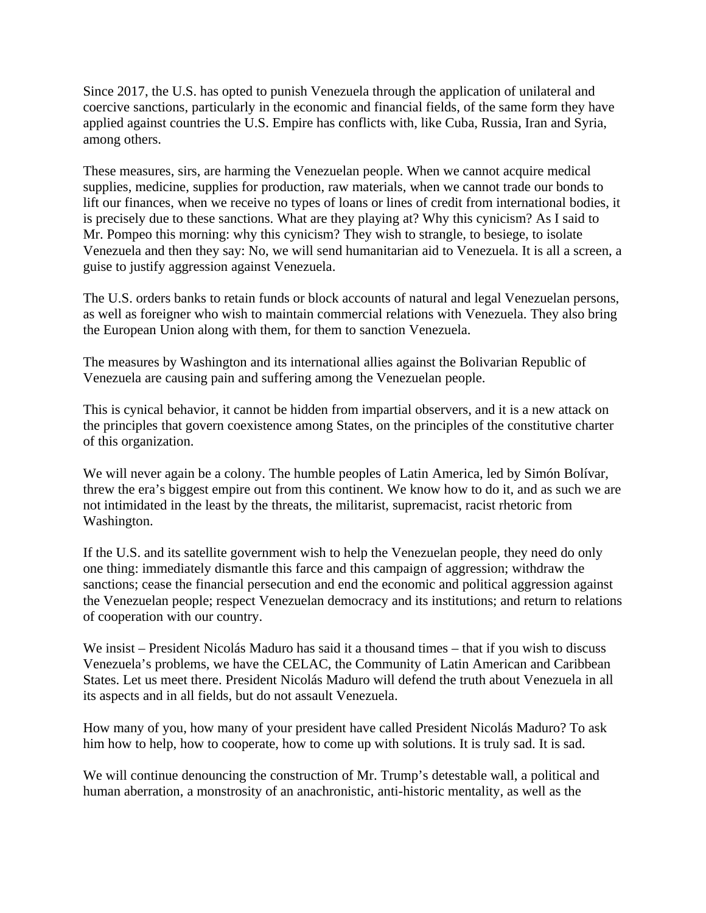Since 2017, the U.S. has opted to punish Venezuela through the application of unilateral and coercive sanctions, particularly in the economic and financial fields, of the same form they have applied against countries the U.S. Empire has conflicts with, like Cuba, Russia, Iran and Syria, among others.

These measures, sirs, are harming the Venezuelan people. When we cannot acquire medical supplies, medicine, supplies for production, raw materials, when we cannot trade our bonds to lift our finances, when we receive no types of loans or lines of credit from international bodies, it is precisely due to these sanctions. What are they playing at? Why this cynicism? As I said to Mr. Pompeo this morning: why this cynicism? They wish to strangle, to besiege, to isolate Venezuela and then they say: No, we will send humanitarian aid to Venezuela. It is all a screen, a guise to justify aggression against Venezuela.

The U.S. orders banks to retain funds or block accounts of natural and legal Venezuelan persons, as well as foreigner who wish to maintain commercial relations with Venezuela. They also bring the European Union along with them, for them to sanction Venezuela.

The measures by Washington and its international allies against the Bolivarian Republic of Venezuela are causing pain and suffering among the Venezuelan people.

This is cynical behavior, it cannot be hidden from impartial observers, and it is a new attack on the principles that govern coexistence among States, on the principles of the constitutive charter of this organization.

We will never again be a colony. The humble peoples of Latin America, led by Simón Bolívar, threw the era's biggest empire out from this continent. We know how to do it, and as such we are not intimidated in the least by the threats, the militarist, supremacist, racist rhetoric from Washington.

If the U.S. and its satellite government wish to help the Venezuelan people, they need do only one thing: immediately dismantle this farce and this campaign of aggression; withdraw the sanctions; cease the financial persecution and end the economic and political aggression against the Venezuelan people; respect Venezuelan democracy and its institutions; and return to relations of cooperation with our country.

We insist – President Nicolás Maduro has said it a thousand times – that if you wish to discuss Venezuela's problems, we have the CELAC, the Community of Latin American and Caribbean States. Let us meet there. President Nicolás Maduro will defend the truth about Venezuela in all its aspects and in all fields, but do not assault Venezuela.

How many of you, how many of your president have called President Nicolás Maduro? To ask him how to help, how to cooperate, how to come up with solutions. It is truly sad. It is sad.

We will continue denouncing the construction of Mr. Trump's detestable wall, a political and human aberration, a monstrosity of an anachronistic, anti-historic mentality, as well as the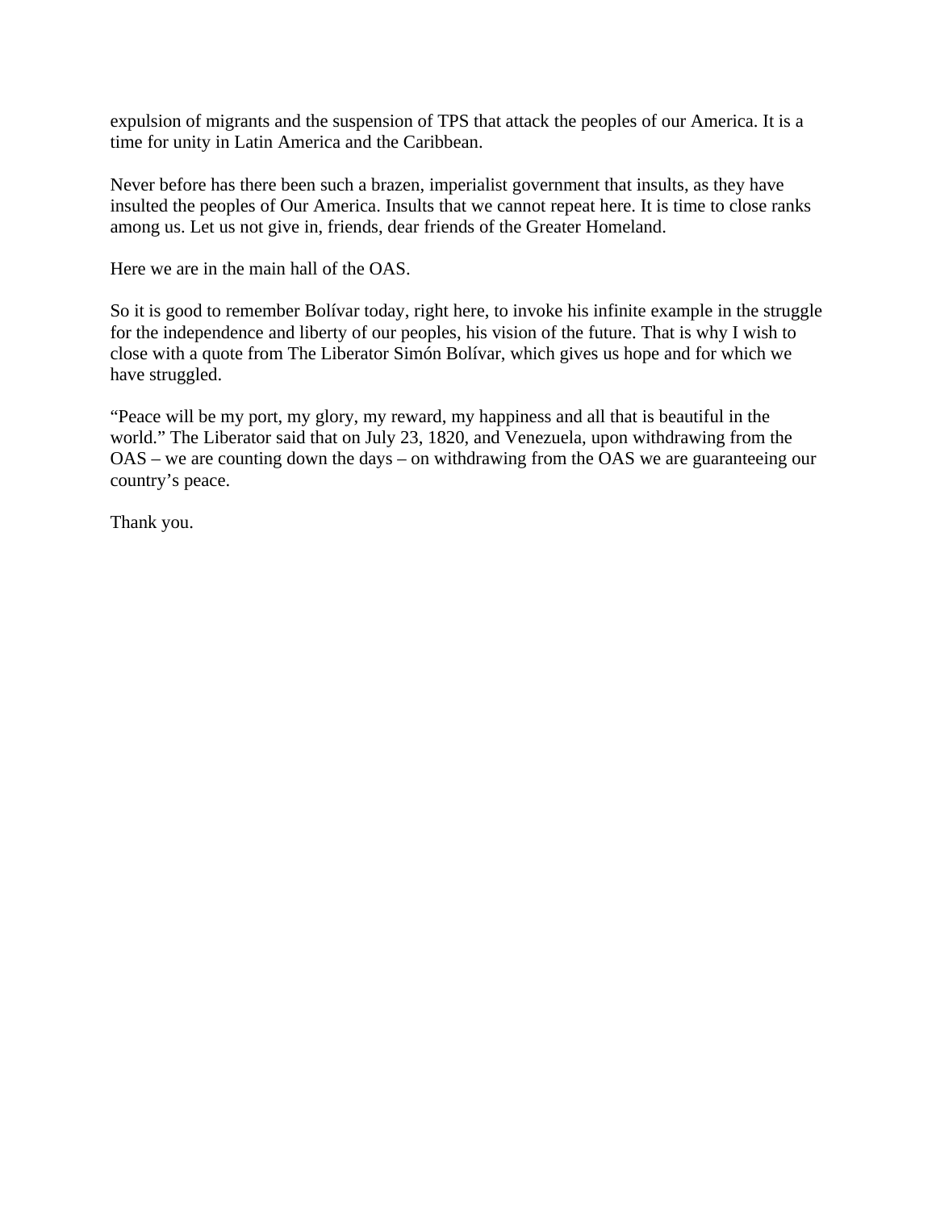expulsion of migrants and the suspension of TPS that attack the peoples of our America. It is a time for unity in Latin America and the Caribbean.

Never before has there been such a brazen, imperialist government that insults, as they have insulted the peoples of Our America. Insults that we cannot repeat here. It is time to close ranks among us. Let us not give in, friends, dear friends of the Greater Homeland.

Here we are in the main hall of the OAS.

So it is good to remember Bolívar today, right here, to invoke his infinite example in the struggle for the independence and liberty of our peoples, his vision of the future. That is why I wish to close with a quote from The Liberator Simón Bolívar, which gives us hope and for which we have struggled.

"Peace will be my port, my glory, my reward, my happiness and all that is beautiful in the world." The Liberator said that on July 23, 1820, and Venezuela, upon withdrawing from the OAS – we are counting down the days – on withdrawing from the OAS we are guaranteeing our country's peace.

Thank you.